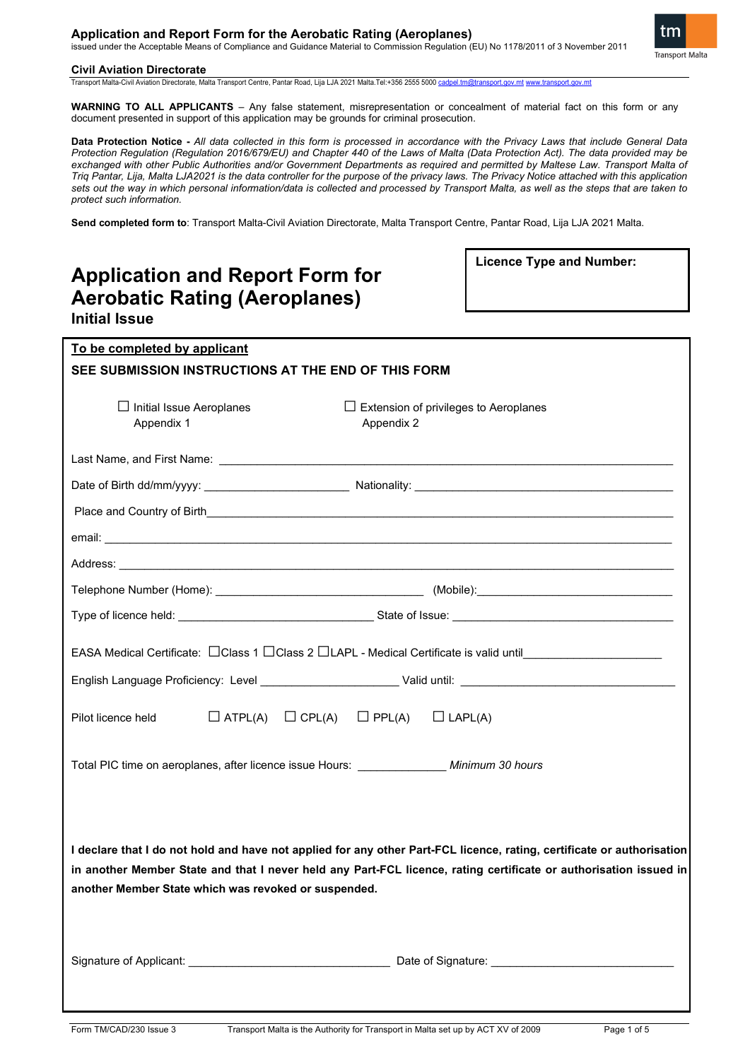## Application and Report Form for the Aerobatic Rating (Aeroplanes)

issued under the Acceptable Means of Compliance and Guidance Material to Commission Regulation (EU) No 1178/2011 of 3 November 2011

**Civil Aviation Directorate**

Transport Malta-Civil Aviation Directorate, Malta Transport Centre, Pantar Road, Lija LJA 2021 Malta.Tel:+356 2555 5000 cadpel.tm@transport.gov.mt www.transport.gov.mt

**WARNING TO ALL APPLICANTS** – Any false statement, misrepresentation or concealment of material fact on this form or any document presented in support of this application may be grounds for criminal prosecution.

**Data Protection Notice -** *All data collected in this form is processed in accordance with the Privacy Laws that include General Data Protection Regulation (Regulation 2016/679/EU) and Chapter 440 of the Laws of Malta (Data Protection Act). The data provided may be exchanged with other Public Authorities and/or Government Departments as required and permitted by Maltese Law. Transport Malta of Triq Pantar, Lija, Malta LJA2021 is the data controller for the purpose of the privacy laws. The Privacy Notice attached with this application sets out the way in which personal information/data is collected and processed by Transport Malta, as well as the steps that are taken to protect such information.*

**Send completed form to**: Transport Malta-Civil Aviation Directorate, Malta Transport Centre, Pantar Road, Lija LJA 2021 Malta.

# Application and Report Form for Aerobatic Rating (Aeroplanes)

## Initial Issue

**Licence Type and Number:**

**To be completed by applicant**

**SEE SUBMISSION INSTRUCTIONS AT THE END OF THIS FORM**

☐ Initial Issue Aeroplanes Appendix 1 ☐ Extension of privileges to Aeroplanes Appendix 2

Last Name, and First Name: ____________________

Date of Birth dd/mm/yyyy: ____________________ Nationality: ____________________

Place and Country of Birth ____________________

email: ____________________

Address: ____________________

Telephone Number (Home): ____________________ (Mobile): ____________________

Type of licence held: ____________________ State of Issue: ____________________

EASA Medical Certificate: ☐Class 1 ☐Class 2 ☐LAPL - Medical Certificate is valid until ____________________

English Language Proficiency: Level ____________________ Valid until: ____________________

Pilot licence held ☐ ATPL(A) ☐ CPL(A) ☐ PPL(A) ☐ LAPL(A)

Total PIC time on aeroplanes, after licence issue Hours: ______________ *Minimum 30 hours*

**I declare that I do not hold and have not applied for any other Part-FCL licence, rating, certificate or authorisation in another Member State and that I never held any Part-FCL licence, rating certificate or authorisation issued in another Member State which was revoked or suspended.**

Signature of Applicant: ____________________ Date of Signature: ____________________

Form TM/CAD/230 Issue 3 Transport Malta is the Authority for Transport in Malta set up by ACT XV of 2009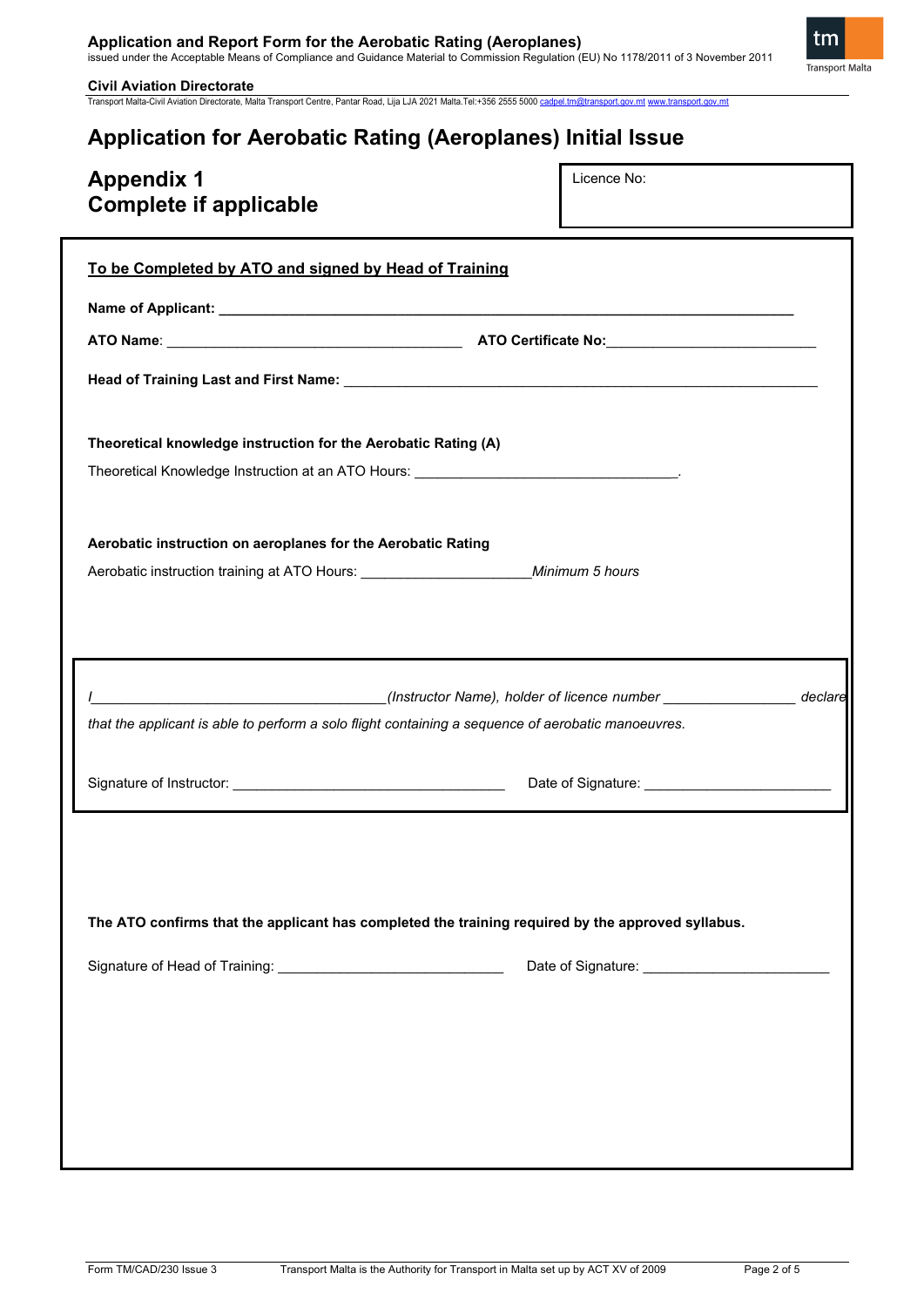# Application for Aerobatic Rating (Aeroplanes) Initial Issue

## Appendix 1
## Complete if applicable

Licence No:

**To be Completed by ATO and signed by Head of Training**

**Name of Applicant:** ____________________________________________

**ATO Name**: ______________________________ **ATO Certificate No:**____________________

**Head of Training Last and First Name:** ____________________________________________

**Theoretical knowledge instruction for the Aerobatic Rating (A)**

Theoretical Knowledge Instruction at an ATO Hours: ______________________________.

**Aerobatic instruction on aeroplanes for the Aerobatic Rating**

Aerobatic instruction training at ATO Hours: ____________________*Minimum 5 hours*

*I________________________________(Instructor Name), holder of licence number _______________ declare that the applicant is able to perform a solo flight containing a sequence of aerobatic manoeuvres.*

Signature of Instructor: ______________________________ Date of Signature: ____________________

**The ATO confirms that the applicant has completed the training required by the approved syllabus.**

Signature of Head of Training: __________________________ Date of Signature: ____________________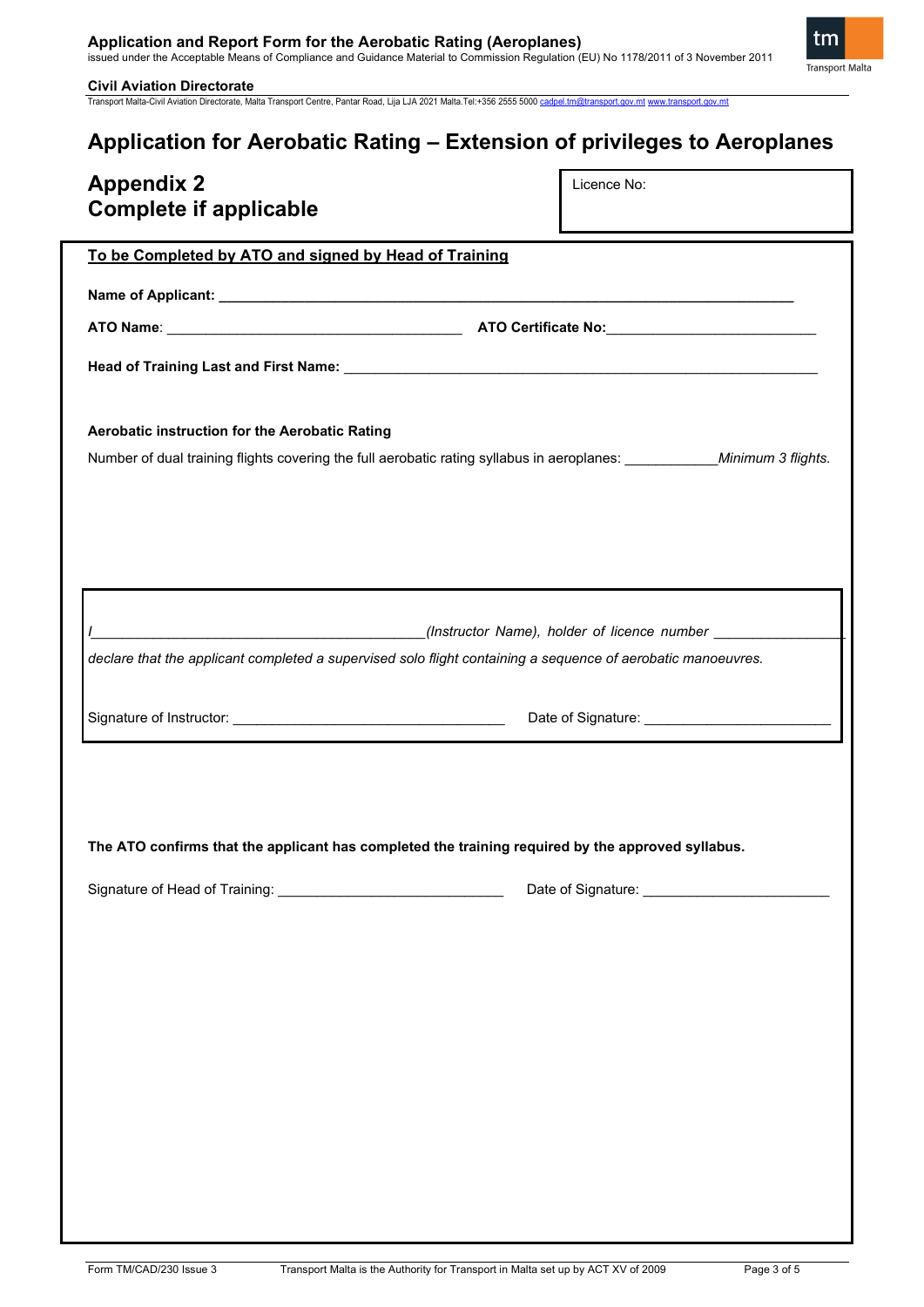# Application for Aerobatic Rating – Extension of privileges to Aeroplanes

## Appendix 2
## Complete if applicable

Licence No:

**To be Completed by ATO and signed by Head of Training**

**Name of Applicant:** ____________________________________________

**ATO Name**: ______________________________ **ATO Certificate No:**______________________

**Head of Training Last and First Name:** ____________________________________________

**Aerobatic instruction for the Aerobatic Rating**

Number of dual training flights covering the full aerobatic rating syllabus in aeroplanes: ___________*Minimum 3 flights.*

*I*____________________________________*(Instructor Name), holder of licence number* _______________ *declare that the applicant completed a supervised solo flight containing a sequence of aerobatic manoeuvres.*

Signature of Instructor: ______________________________ Date of Signature: ____________________

**The ATO confirms that the applicant has completed the training required by the approved syllabus.**

Signature of Head of Training: ________________________ Date of Signature: ____________________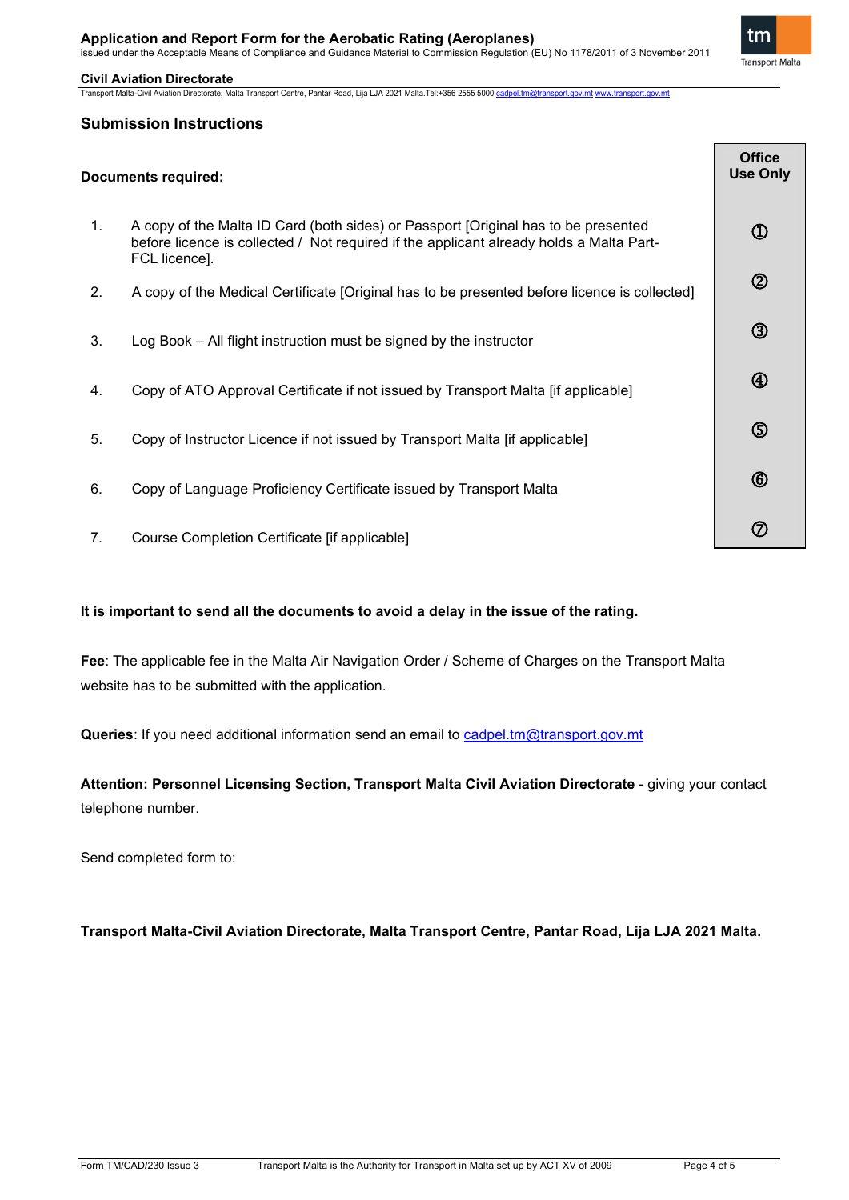## Submission Instructions

**Documents required:**

| | | Office Use Only |
|---|---|---|
| 1. | A copy of the Malta ID Card (both sides) or Passport [Original has to be presented before licence is collected / Not required if the applicant already holds a Malta Part-FCL licence]. | ① |
| 2. | A copy of the Medical Certificate [Original has to be presented before licence is collected] | ② |
| 3. | Log Book – All flight instruction must be signed by the instructor | ③ |
| 4. | Copy of ATO Approval Certificate if not issued by Transport Malta [if applicable] | ④ |
| 5. | Copy of Instructor Licence if not issued by Transport Malta [if applicable] | ⑤ |
| 6. | Copy of Language Proficiency Certificate issued by Transport Malta | ⑥ |
| 7. | Course Completion Certificate [if applicable] | ⑦ |

**It is important to send all the documents to avoid a delay in the issue of the rating.**

**Fee**: The applicable fee in the Malta Air Navigation Order / Scheme of Charges on the Transport Malta website has to be submitted with the application.

**Queries**: If you need additional information send an email to cadpel.tm@transport.gov.mt

**Attention: Personnel Licensing Section, Transport Malta Civil Aviation Directorate** - giving your contact telephone number.

Send completed form to:

**Transport Malta-Civil Aviation Directorate, Malta Transport Centre, Pantar Road, Lija LJA 2021 Malta.**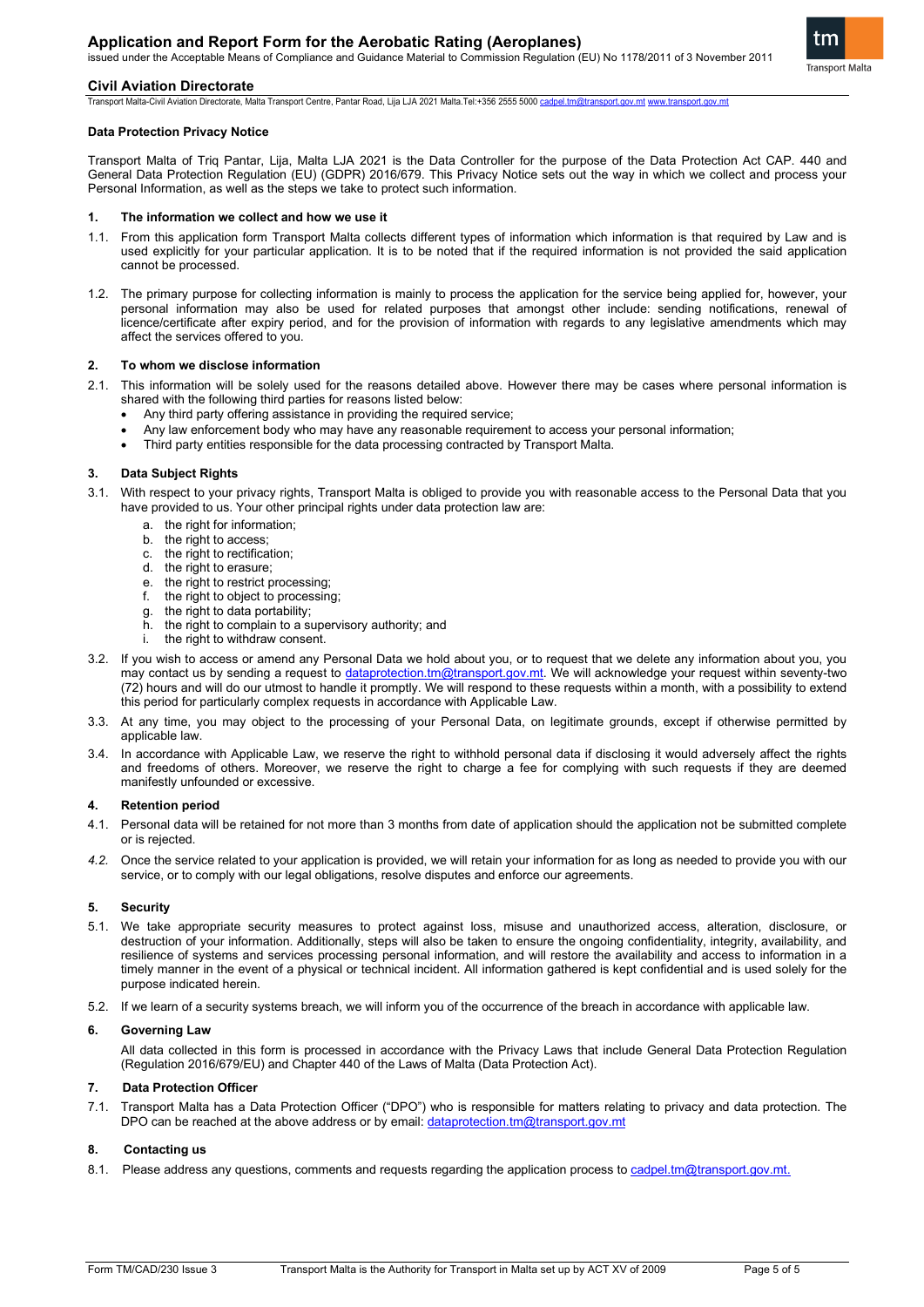## Data Protection Privacy Notice

Transport Malta of Triq Pantar, Lija, Malta LJA 2021 is the Data Controller for the purpose of the Data Protection Act CAP. 440 and General Data Protection Regulation (EU) (GDPR) 2016/679. This Privacy Notice sets out the way in which we collect and process your Personal Information, as well as the steps we take to protect such information.

### 1. The information we collect and how we use it

1.1. From this application form Transport Malta collects different types of information which information is that required by Law and is used explicitly for your particular application. It is to be noted that if the required information is not provided the said application cannot be processed.

1.2. The primary purpose for collecting information is mainly to process the application for the service being applied for, however, your personal information may also be used for related purposes that amongst other include: sending notifications, renewal of licence/certificate after expiry period, and for the provision of information with regards to any legislative amendments which may affect the services offered to you.

### 2. To whom we disclose information

2.1. This information will be solely used for the reasons detailed above. However there may be cases where personal information is shared with the following third parties for reasons listed below:

- Any third party offering assistance in providing the required service;
- Any law enforcement body who may have any reasonable requirement to access your personal information;
- Third party entities responsible for the data processing contracted by Transport Malta.

### 3. Data Subject Rights

3.1. With respect to your privacy rights, Transport Malta is obliged to provide you with reasonable access to the Personal Data that you have provided to us. Your other principal rights under data protection law are:

a. the right for information;
b. the right to access;
c. the right to rectification;
d. the right to erasure;
e. the right to restrict processing;
f. the right to object to processing;
g. the right to data portability;
h. the right to complain to a supervisory authority; and
i. the right to withdraw consent.

3.2. If you wish to access or amend any Personal Data we hold about you, or to request that we delete any information about you, you may contact us by sending a request to dataprotection.tm@transport.gov.mt. We will acknowledge your request within seventy-two (72) hours and will do our utmost to handle it promptly. We will respond to these requests within a month, with a possibility to extend this period for particularly complex requests in accordance with Applicable Law.

3.3. At any time, you may object to the processing of your Personal Data, on legitimate grounds, except if otherwise permitted by applicable law.

3.4. In accordance with Applicable Law, we reserve the right to withhold personal data if disclosing it would adversely affect the rights and freedoms of others. Moreover, we reserve the right to charge a fee for complying with such requests if they are deemed manifestly unfounded or excessive.

### 4. Retention period

4.1. Personal data will be retained for not more than 3 months from date of application should the application not be submitted complete or is rejected.

*4.2.* Once the service related to your application is provided, we will retain your information for as long as needed to provide you with our service, or to comply with our legal obligations, resolve disputes and enforce our agreements.

### 5. Security

5.1. We take appropriate security measures to protect against loss, misuse and unauthorized access, alteration, disclosure, or destruction of your information. Additionally, steps will also be taken to ensure the ongoing confidentiality, integrity, availability, and resilience of systems and services processing personal information, and will restore the availability and access to information in a timely manner in the event of a physical or technical incident. All information gathered is kept confidential and is used solely for the purpose indicated herein.

5.2. If we learn of a security systems breach, we will inform you of the occurrence of the breach in accordance with applicable law.

### 6. Governing Law

All data collected in this form is processed in accordance with the Privacy Laws that include General Data Protection Regulation (Regulation 2016/679/EU) and Chapter 440 of the Laws of Malta (Data Protection Act).

### 7. Data Protection Officer

7.1. Transport Malta has a Data Protection Officer ("DPO") who is responsible for matters relating to privacy and data protection. The DPO can be reached at the above address or by email: dataprotection.tm@transport.gov.mt

### 8. Contacting us

8.1. Please address any questions, comments and requests regarding the application process to cadpel.tm@transport.gov.mt.